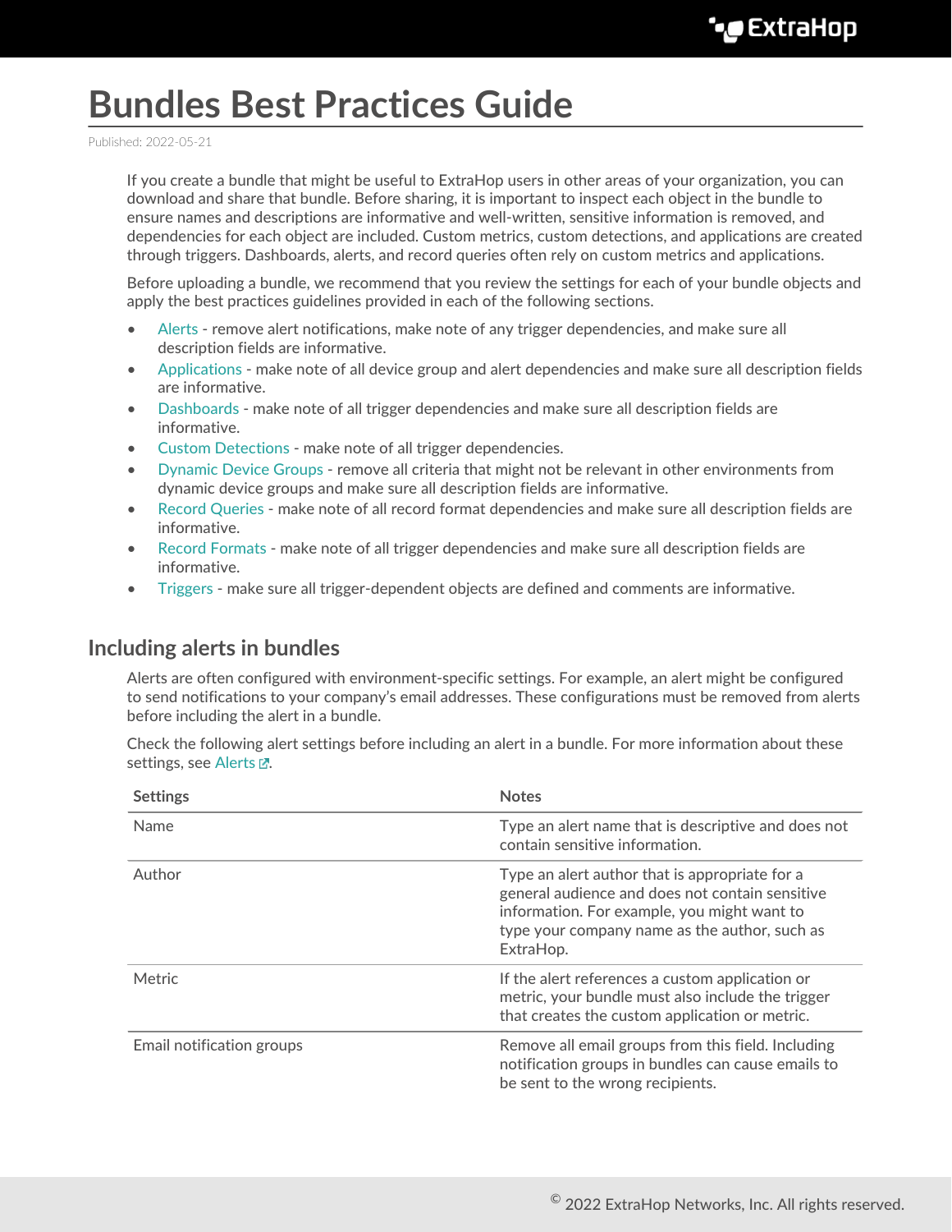# Bundles Best Practices Guide

Published: 2022-05-21

If you create a bundle that might be useful to ExtraHop users in other areas of your organization, you can download and share that bundle. Before sharing, it is important to inspect each object in the bundle to ensure names and descriptions are informative and well-written, sensitive information is removed, and dependencies for each object are included. Custom metrics, custom detections, and applications are created through triggers. Dashboards, alerts, and record queries often rely on custom metrics and applications.

Before uploading a bundle, we recommend that you review the settings for each of your bundle objects and apply the best practices guidelines provided in each of the following sections.

- Alerts - remove alert notifications, make note of any trigger dependencies, and make sure all description fields are informative.
- Applications - make note of all device group and alert dependencies and make sure all description fields are informative.
- Dashboards - make note of all trigger dependencies and make sure all description fields are informative.
- Custom Detections - make note of all trigger dependencies.
- Dynamic Device Groups - remove all criteria that might not be relevant in other environments from dynamic device groups and make sure all description fields are informative.
- Record Queries - make note of all record format dependencies and make sure all description fields are informative.
- Record Formats - make note of all trigger dependencies and make sure all description fields are informative.
- Triggers - make sure all trigger-dependent objects are defined and comments are informative.

## Including alerts in bundles

Alerts are often configured with environment-specific settings. For example, an alert might be configured to send notifications to your company's email addresses. These configurations must be removed from alerts before including the alert in a bundle.

Check the following alert settings before including an alert in a bundle. For more information about these settings, see Alerts.

| Settings | Notes |
| --- | --- |
| Name | Type an alert name that is descriptive and does not contain sensitive information. |
| Author | Type an alert author that is appropriate for a general audience and does not contain sensitive information. For example, you might want to type your company name as the author, such as ExtraHop. |
| Metric | If the alert references a custom application or metric, your bundle must also include the trigger that creates the custom application or metric. |
| Email notification groups | Remove all email groups from this field. Including notification groups in bundles can cause emails to be sent to the wrong recipients. |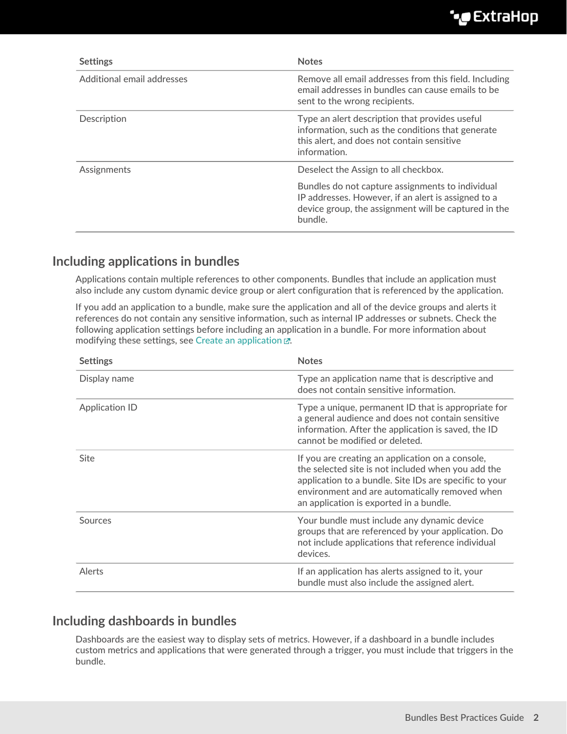| Settings | Notes |
| --- | --- |
| Additional email addresses | Remove all email addresses from this field. Including email addresses in bundles can cause emails to be sent to the wrong recipients. |
| Description | Type an alert description that provides useful information, such as the conditions that generate this alert, and does not contain sensitive information. |
| Assignments | Deselect the Assign to all checkbox.<br><br>Bundles do not capture assignments to individual IP addresses. However, if an alert is assigned to a device group, the assignment will be captured in the bundle. |

## Including applications in bundles

Applications contain multiple references to other components. Bundles that include an application must also include any custom dynamic device group or alert configuration that is referenced by the application.

If you add an application to a bundle, make sure the application and all of the device groups and alerts it references do not contain any sensitive information, such as internal IP addresses or subnets. Check the following application settings before including an application in a bundle. For more information about modifying these settings, see Create an application.

| Settings | Notes |
| --- | --- |
| Display name | Type an application name that is descriptive and does not contain sensitive information. |
| Application ID | Type a unique, permanent ID that is appropriate for a general audience and does not contain sensitive information. After the application is saved, the ID cannot be modified or deleted. |
| Site | If you are creating an application on a console, the selected site is not included when you add the application to a bundle. Site IDs are specific to your environment and are automatically removed when an application is exported in a bundle. |
| Sources | Your bundle must include any dynamic device groups that are referenced by your application. Do not include applications that reference individual devices. |
| Alerts | If an application has alerts assigned to it, your bundle must also include the assigned alert. |

## Including dashboards in bundles

Dashboards are the easiest way to display sets of metrics. However, if a dashboard in a bundle includes custom metrics and applications that were generated through a trigger, you must include that triggers in the bundle.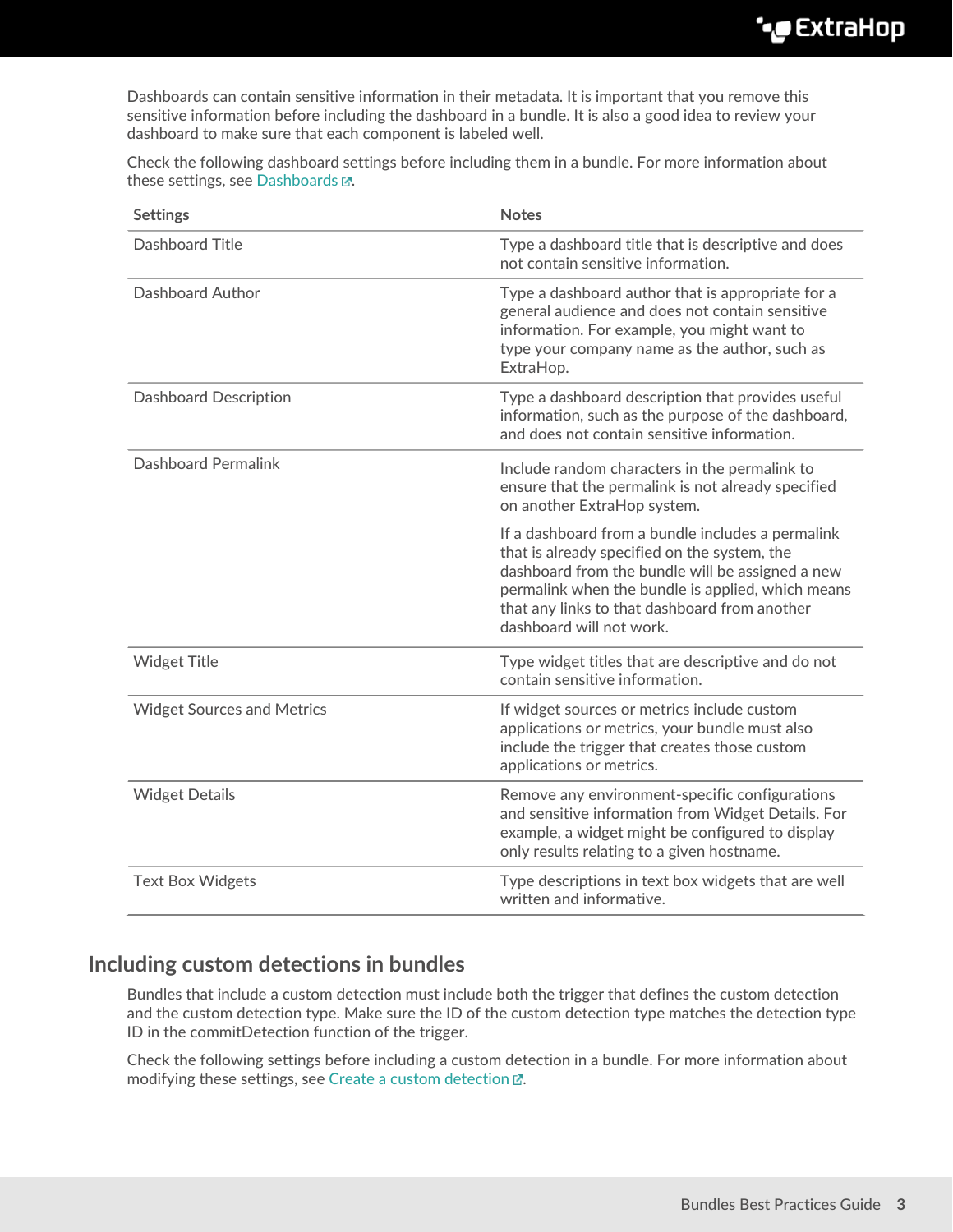Dashboards can contain sensitive information in their metadata. It is important that you remove this sensitive information before including the dashboard in a bundle. It is also a good idea to review your dashboard to make sure that each component is labeled well.

Check the following dashboard settings before including them in a bundle. For more information about these settings, see Dashboards.

| Settings | Notes |
| --- | --- |
| Dashboard Title | Type a dashboard title that is descriptive and does not contain sensitive information. |
| Dashboard Author | Type a dashboard author that is appropriate for a general audience and does not contain sensitive information. For example, you might want to type your company name as the author, such as ExtraHop. |
| Dashboard Description | Type a dashboard description that provides useful information, such as the purpose of the dashboard, and does not contain sensitive information. |
| Dashboard Permalink | Include random characters in the permalink to ensure that the permalink is not already specified on another ExtraHop system.<br><br>If a dashboard from a bundle includes a permalink that is already specified on the system, the dashboard from the bundle will be assigned a new permalink when the bundle is applied, which means that any links to that dashboard from another dashboard will not work. |
| Widget Title | Type widget titles that are descriptive and do not contain sensitive information. |
| Widget Sources and Metrics | If widget sources or metrics include custom applications or metrics, your bundle must also include the trigger that creates those custom applications or metrics. |
| Widget Details | Remove any environment-specific configurations and sensitive information from Widget Details. For example, a widget might be configured to display only results relating to a given hostname. |
| Text Box Widgets | Type descriptions in text box widgets that are well written and informative. |

## Including custom detections in bundles

Bundles that include a custom detection must include both the trigger that defines the custom detection and the custom detection type. Make sure the ID of the custom detection type matches the detection type ID in the commitDetection function of the trigger.

Check the following settings before including a custom detection in a bundle. For more information about modifying these settings, see Create a custom detection.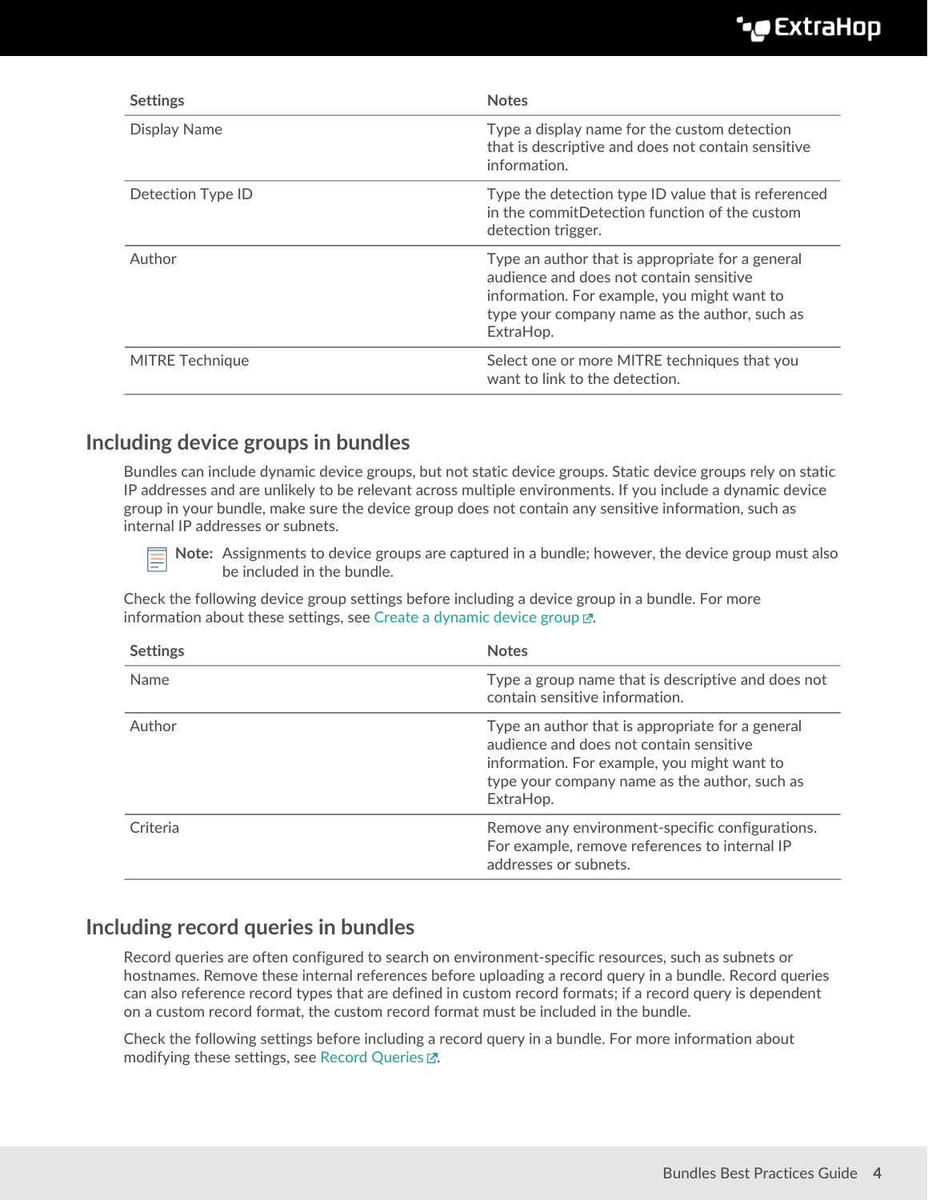| Settings | Notes |
| --- | --- |
| Display Name | Type a display name for the custom detection that is descriptive and does not contain sensitive information. |
| Detection Type ID | Type the detection type ID value that is referenced in the commitDetection function of the custom detection trigger. |
| Author | Type an author that is appropriate for a general audience and does not contain sensitive information. For example, you might want to type your company name as the author, such as ExtraHop. |
| MITRE Technique | Select one or more MITRE techniques that you want to link to the detection. |

## Including device groups in bundles

Bundles can include dynamic device groups, but not static device groups. Static device groups rely on static IP addresses and are unlikely to be relevant across multiple environments. If you include a dynamic device group in your bundle, make sure the device group does not contain any sensitive information, such as internal IP addresses or subnets.

**Note:** Assignments to device groups are captured in a bundle; however, the device group must also be included in the bundle.

Check the following device group settings before including a device group in a bundle. For more information about these settings, see Create a dynamic device group.

| Settings | Notes |
| --- | --- |
| Name | Type a group name that is descriptive and does not contain sensitive information. |
| Author | Type an author that is appropriate for a general audience and does not contain sensitive information. For example, you might want to type your company name as the author, such as ExtraHop. |
| Criteria | Remove any environment-specific configurations. For example, remove references to internal IP addresses or subnets. |

## Including record queries in bundles

Record queries are often configured to search on environment-specific resources, such as subnets or hostnames. Remove these internal references before uploading a record query in a bundle. Record queries can also reference record types that are defined in custom record formats; if a record query is dependent on a custom record format, the custom record format must be included in the bundle.

Check the following settings before including a record query in a bundle. For more information about modifying these settings, see Record Queries.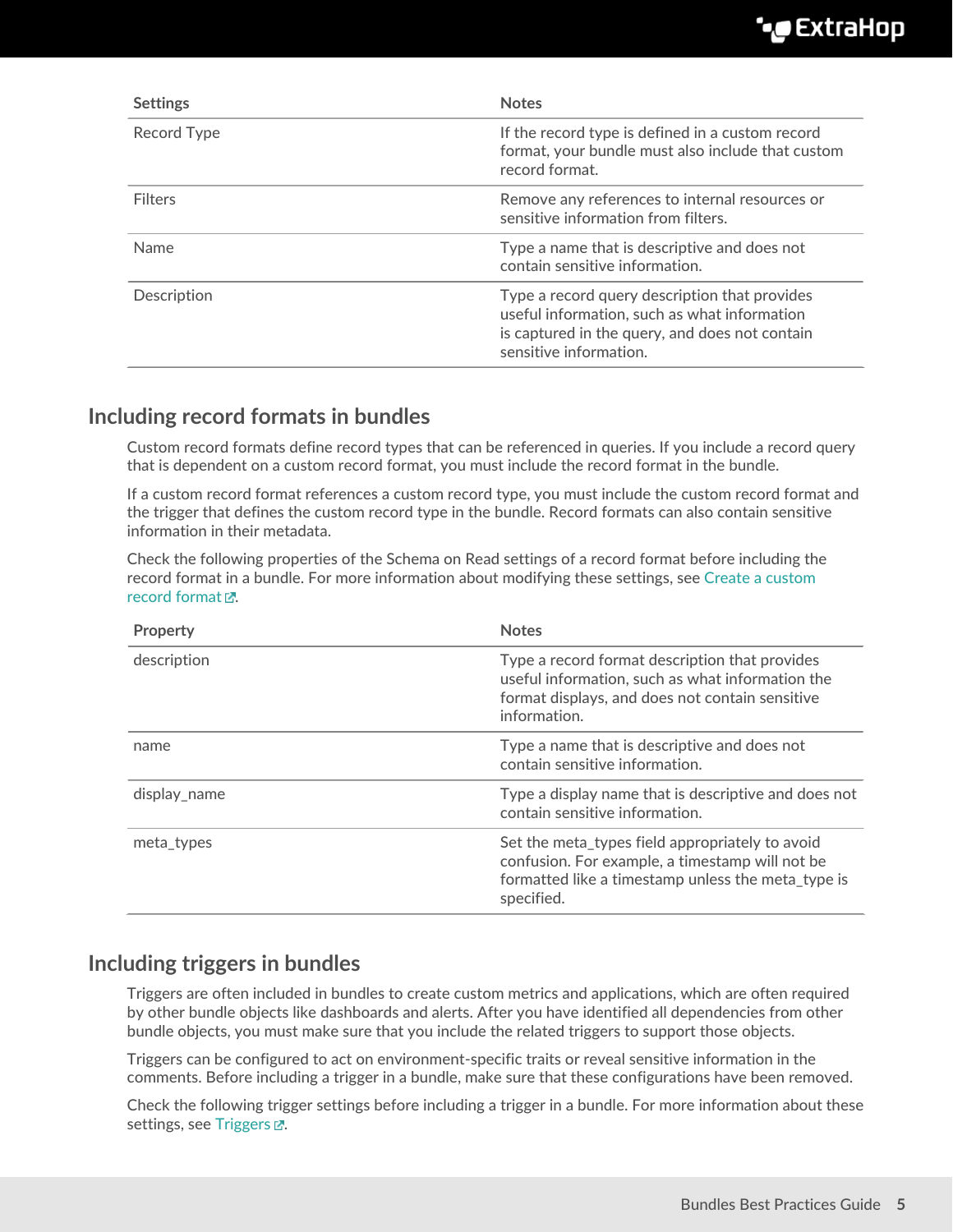| Settings | Notes |
| --- | --- |
| Record Type | If the record type is defined in a custom record format, your bundle must also include that custom record format. |
| Filters | Remove any references to internal resources or sensitive information from filters. |
| Name | Type a name that is descriptive and does not contain sensitive information. |
| Description | Type a record query description that provides useful information, such as what information is captured in the query, and does not contain sensitive information. |

## Including record formats in bundles

Custom record formats define record types that can be referenced in queries. If you include a record query that is dependent on a custom record format, you must include the record format in the bundle.

If a custom record format references a custom record type, you must include the custom record format and the trigger that defines the custom record type in the bundle. Record formats can also contain sensitive information in their metadata.

Check the following properties of the Schema on Read settings of a record format before including the record format in a bundle. For more information about modifying these settings, see Create a custom record format.

| Property | Notes |
| --- | --- |
| description | Type a record format description that provides useful information, such as what information the format displays, and does not contain sensitive information. |
| name | Type a name that is descriptive and does not contain sensitive information. |
| display_name | Type a display name that is descriptive and does not contain sensitive information. |
| meta_types | Set the meta_types field appropriately to avoid confusion. For example, a timestamp will not be formatted like a timestamp unless the meta_type is specified. |

## Including triggers in bundles

Triggers are often included in bundles to create custom metrics and applications, which are often required by other bundle objects like dashboards and alerts. After you have identified all dependencies from other bundle objects, you must make sure that you include the related triggers to support those objects.

Triggers can be configured to act on environment-specific traits or reveal sensitive information in the comments. Before including a trigger in a bundle, make sure that these configurations have been removed.

Check the following trigger settings before including a trigger in a bundle. For more information about these settings, see Triggers.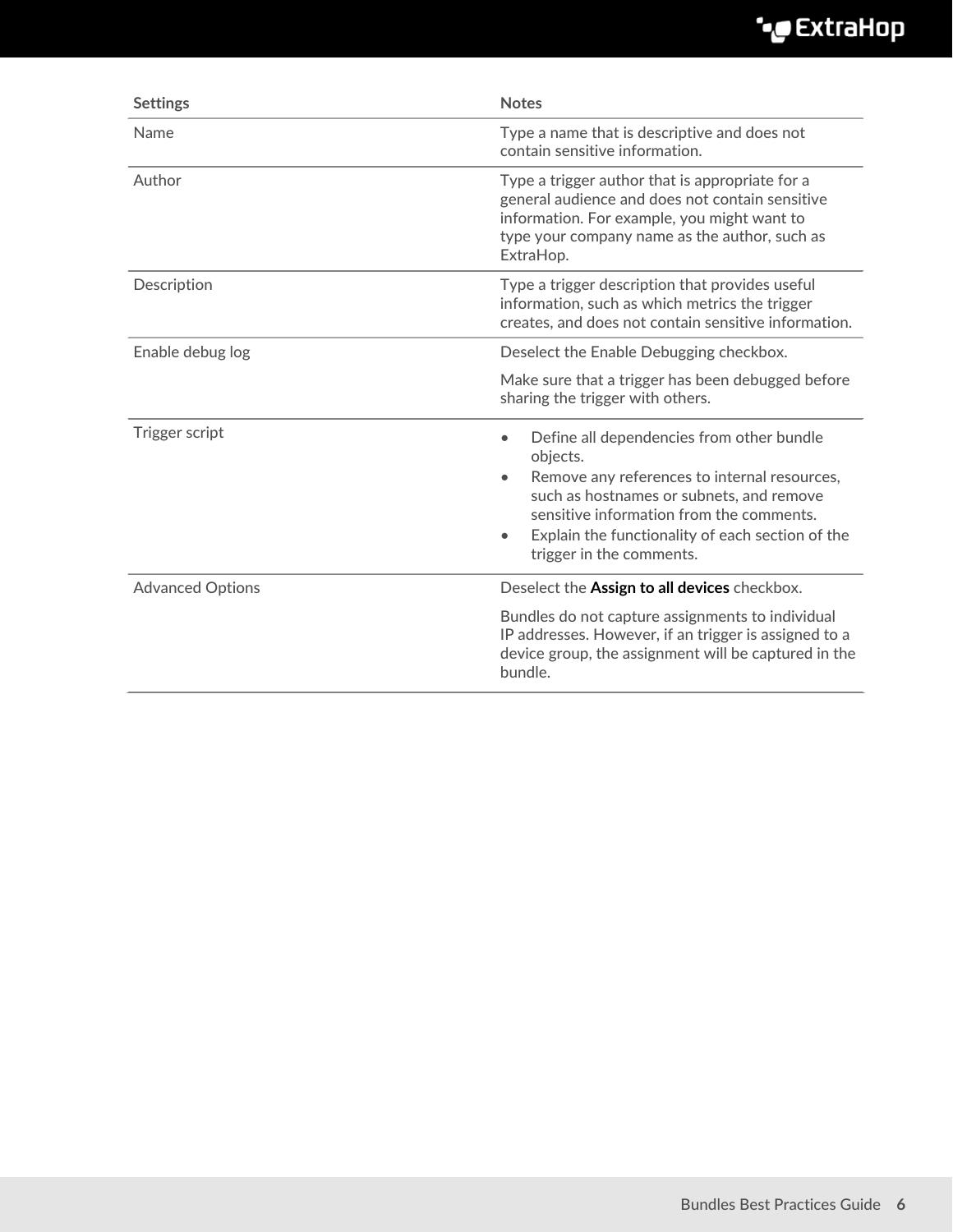| Settings | Notes |
| --- | --- |
| Name | Type a name that is descriptive and does not contain sensitive information. |
| Author | Type a trigger author that is appropriate for a general audience and does not contain sensitive information. For example, you might want to type your company name as the author, such as ExtraHop. |
| Description | Type a trigger description that provides useful information, such as which metrics the trigger creates, and does not contain sensitive information. |
| Enable debug log | Deselect the Enable Debugging checkbox.<br><br>Make sure that a trigger has been debugged before sharing the trigger with others. |
| Trigger script | • Define all dependencies from other bundle objects.<br>• Remove any references to internal resources, such as hostnames or subnets, and remove sensitive information from the comments.<br>• Explain the functionality of each section of the trigger in the comments. |
| Advanced Options | Deselect the **Assign to all devices** checkbox.<br><br>Bundles do not capture assignments to individual IP addresses. However, if an trigger is assigned to a device group, the assignment will be captured in the bundle. |